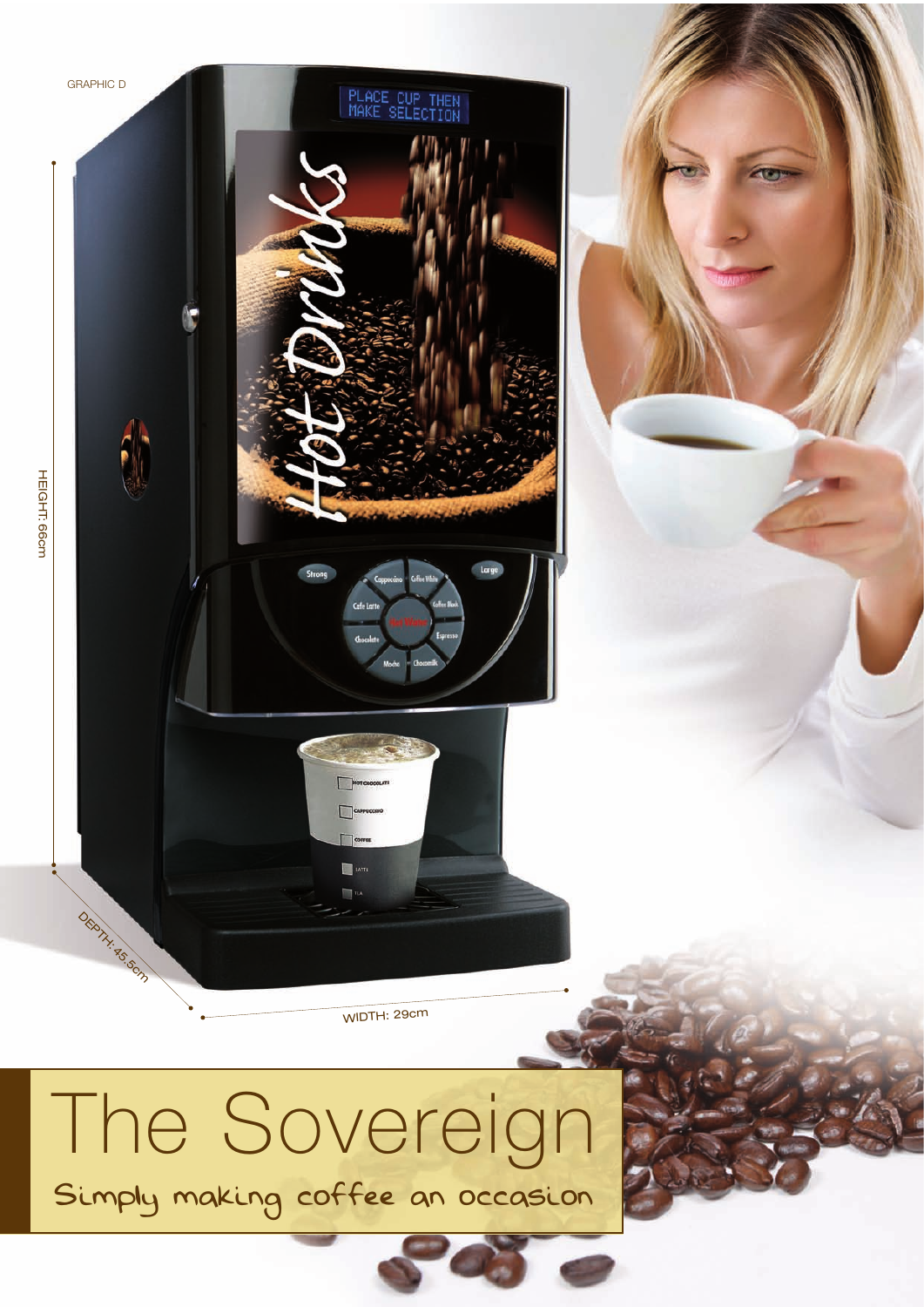GRAPHIC D

HEIGHT: 66cm

DEPTH: 45.5cm

WIDTH: 29cm

# The Sovereign

Simply making coffee an occasion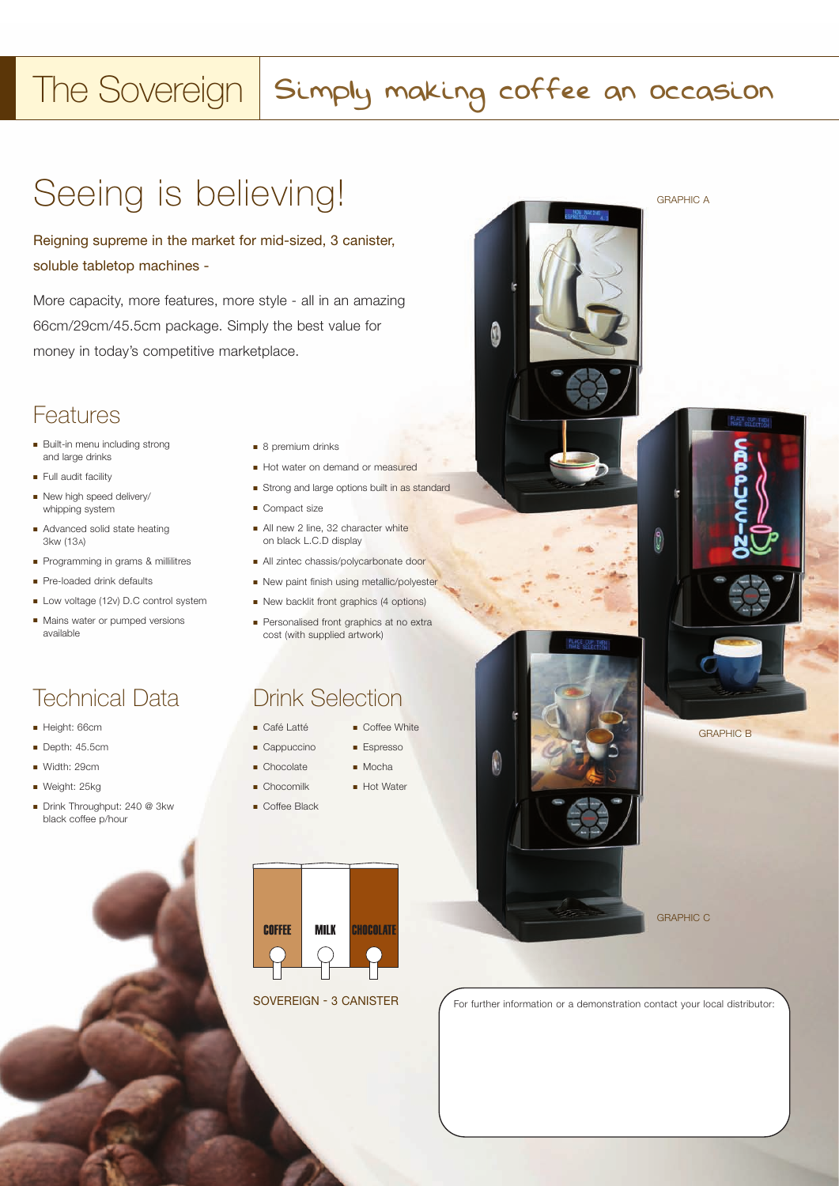# The Sovereign | Simply making coffee an occasion

## Seeing is believing!

Reigning supreme in the market for mid-sized, 3 canister, soluble tabletop machines -

More capacity, more features, more style - all in an amazing 66cm/29cm/45.5cm package. Simply the best value for money in today's competitive marketplace.

GRAPHIC A

## Features

- Built-in menu including strong and large drinks
- Full audit facility
- New high speed delivery/ whipping system
- Advanced solid state heating 3kw (13A)
- Programming in grams & millilitres
- Pre-loaded drink defaults
- Low voltage (12v) D.C control system
- Mains water or pumped versions available
- 8 premium drinks
- Hot water on demand or measured
- Strong and large options built in as standard
- Compact size
- All new 2 line, 32 character white on black L.C.D display
- All zintec chassis/polycarbonate door
- New paint finish using metallic/polyester
- New backlit front graphics (4 options)
- Personalised front graphics at no extra cost (with supplied artwork)

GRAPHIC B

## Technical Data

- Height: 66cm
- Depth: 45.5cm
- Width: 29cm
- Weight: 25kg
- Drink Throughput: 240 @ 3kw black coffee p/hour

## Drink Selection

- Café Latté
- Cappuccino
- Chocolate
- Chocomilk
- Coffee Black
- Coffee White
- Espresso
- Mocha
- Hot Water

COFFEE
MILK
CHOCOLATE

SOVEREIGN - 3 CANISTER

GRAPHIC C

For further information or a demonstration contact your local distributor: